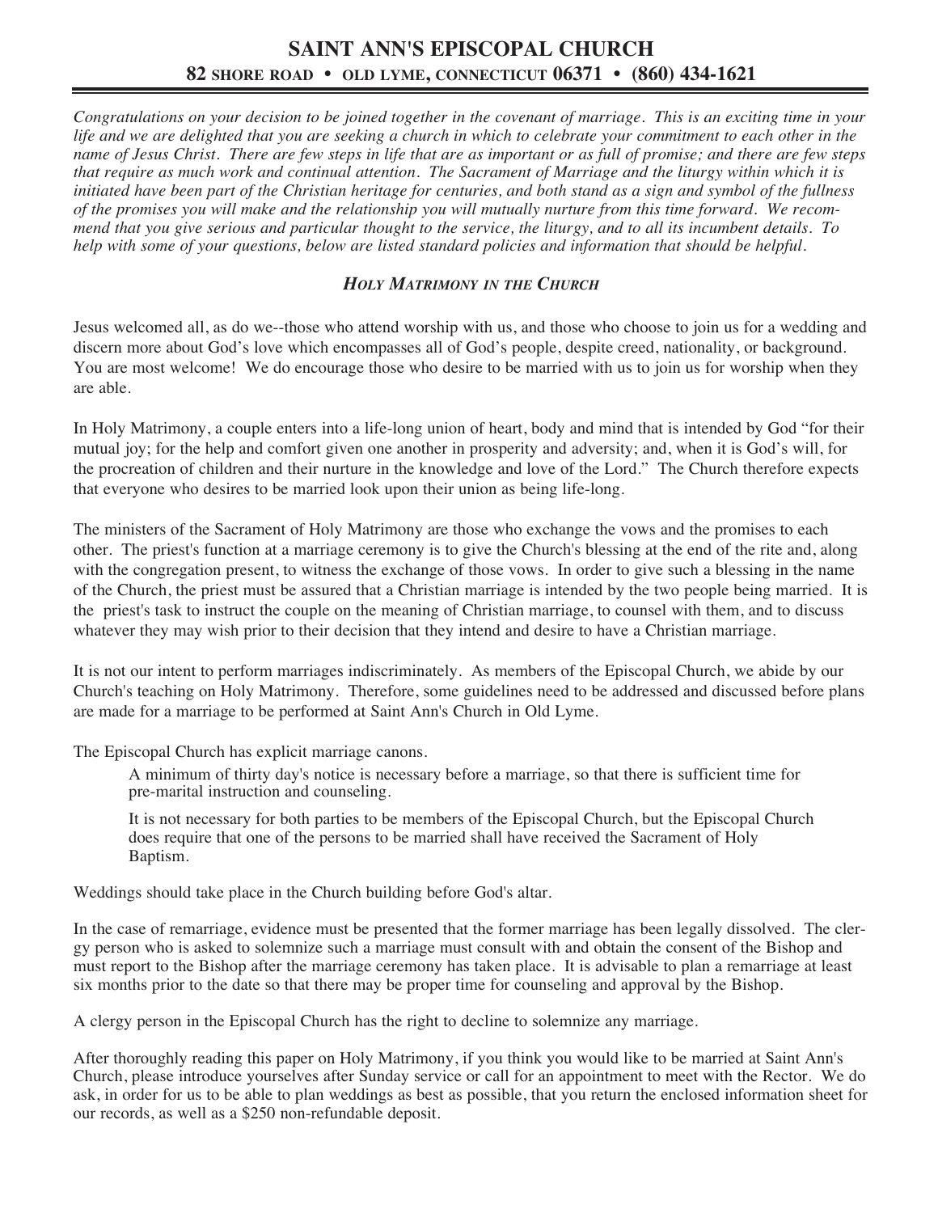# SAINT ANN'S EPISCOPAL CHURCH

## 82 SHORE ROAD • OLD LYME, CONNECTICUT 06371 • (860) 434-1621

*Congratulations on your decision to be joined together in the covenant of marriage. This is an exciting time in your life and we are delighted that you are seeking a church in which to celebrate your commitment to each other in the name of Jesus Christ. There are few steps in life that are as important or as full of promise; and there are few steps that require as much work and continual attention. The Sacrament of Marriage and the liturgy within which it is initiated have been part of the Christian heritage for centuries, and both stand as a sign and symbol of the fullness of the promises you will make and the relationship you will mutually nurture from this time forward. We recommend that you give serious and particular thought to the service, the liturgy, and to all its incumbent details. To help with some of your questions, below are listed standard policies and information that should be helpful.*

### *HOLY MATRIMONY IN THE CHURCH*

Jesus welcomed all, as do we--those who attend worship with us, and those who choose to join us for a wedding and discern more about God's love which encompasses all of God's people, despite creed, nationality, or background. You are most welcome! We do encourage those who desire to be married with us to join us for worship when they are able.

In Holy Matrimony, a couple enters into a life-long union of heart, body and mind that is intended by God "for their mutual joy; for the help and comfort given one another in prosperity and adversity; and, when it is God's will, for the procreation of children and their nurture in the knowledge and love of the Lord." The Church therefore expects that everyone who desires to be married look upon their union as being life-long.

The ministers of the Sacrament of Holy Matrimony are those who exchange the vows and the promises to each other. The priest's function at a marriage ceremony is to give the Church's blessing at the end of the rite and, along with the congregation present, to witness the exchange of those vows. In order to give such a blessing in the name of the Church, the priest must be assured that a Christian marriage is intended by the two people being married. It is the priest's task to instruct the couple on the meaning of Christian marriage, to counsel with them, and to discuss whatever they may wish prior to their decision that they intend and desire to have a Christian marriage.

It is not our intent to perform marriages indiscriminately. As members of the Episcopal Church, we abide by our Church's teaching on Holy Matrimony. Therefore, some guidelines need to be addressed and discussed before plans are made for a marriage to be performed at Saint Ann's Church in Old Lyme.

The Episcopal Church has explicit marriage canons.

> A minimum of thirty day's notice is necessary before a marriage, so that there is sufficient time for pre-marital instruction and counseling.
>
> It is not necessary for both parties to be members of the Episcopal Church, but the Episcopal Church does require that one of the persons to be married shall have received the Sacrament of Holy Baptism.

Weddings should take place in the Church building before God's altar.

In the case of remarriage, evidence must be presented that the former marriage has been legally dissolved. The clergy person who is asked to solemnize such a marriage must consult with and obtain the consent of the Bishop and must report to the Bishop after the marriage ceremony has taken place. It is advisable to plan a remarriage at least six months prior to the date so that there may be proper time for counseling and approval by the Bishop.

A clergy person in the Episcopal Church has the right to decline to solemnize any marriage.

After thoroughly reading this paper on Holy Matrimony, if you think you would like to be married at Saint Ann's Church, please introduce yourselves after Sunday service or call for an appointment to meet with the Rector. We do ask, in order for us to be able to plan weddings as best as possible, that you return the enclosed information sheet for our records, as well as a $250 non-refundable deposit.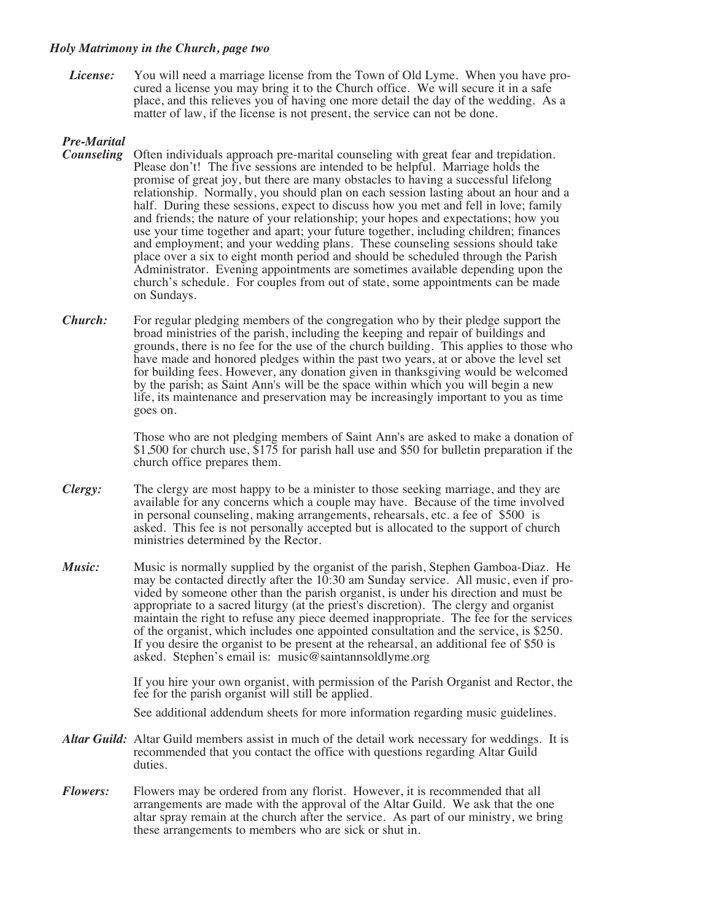*Holy Matrimony in the Church, page two*

***License:*** You will need a marriage license from the Town of Old Lyme. When you have procured a license you may bring it to the Church office. We will secure it in a safe place, and this relieves you of having one more detail the day of the wedding. As a matter of law, if the license is not present, the service can not be done.

***Pre-Marital Counseling*** Often individuals approach pre-marital counseling with great fear and trepidation. Please don't! The five sessions are intended to be helpful. Marriage holds the promise of great joy, but there are many obstacles to having a successful lifelong relationship. Normally, you should plan on each session lasting about an hour and a half. During these sessions, expect to discuss how you met and fell in love; family and friends; the nature of your relationship; your hopes and expectations; how you use your time together and apart; your future together, including children; finances and employment; and your wedding plans. These counseling sessions should take place over a six to eight month period and should be scheduled through the Parish Administrator. Evening appointments are sometimes available depending upon the church's schedule. For couples from out of state, some appointments can be made on Sundays.

***Church:*** For regular pledging members of the congregation who by their pledge support the broad ministries of the parish, including the keeping and repair of buildings and grounds, there is no fee for the use of the church building. This applies to those who have made and honored pledges within the past two years, at or above the level set for building fees. However, any donation given in thanksgiving would be welcomed by the parish; as Saint Ann's will be the space within which you will begin a new life, its maintenance and preservation may be increasingly important to you as time goes on.

Those who are not pledging members of Saint Ann's are asked to make a donation of $1,500 for church use, $175 for parish hall use and $50 for bulletin preparation if the church office prepares them.

***Clergy:*** The clergy are most happy to be a minister to those seeking marriage, and they are available for any concerns which a couple may have. Because of the time involved in personal counseling, making arrangements, rehearsals, etc. a fee of $500 is asked. This fee is not personally accepted but is allocated to the support of church ministries determined by the Rector.

***Music:*** Music is normally supplied by the organist of the parish, Stephen Gamboa-Diaz. He may be contacted directly after the 10:30 am Sunday service. All music, even if provided by someone other than the parish organist, is under his direction and must be appropriate to a sacred liturgy (at the priest's discretion). The clergy and organist maintain the right to refuse any piece deemed inappropriate. The fee for the services of the organist, which includes one appointed consultation and the service, is $250. If you desire the organist to be present at the rehearsal, an additional fee of $50 is asked. Stephen's email is: music@saintannsoldlyme.org

If you hire your own organist, with permission of the Parish Organist and Rector, the fee for the parish organist will still be applied.

See additional addendum sheets for more information regarding music guidelines.

***Altar Guild:*** Altar Guild members assist in much of the detail work necessary for weddings. It is recommended that you contact the office with questions regarding Altar Guild duties.

***Flowers:*** Flowers may be ordered from any florist. However, it is recommended that all arrangements are made with the approval of the Altar Guild. We ask that the one altar spray remain at the church after the service. As part of our ministry, we bring these arrangements to members who are sick or shut in.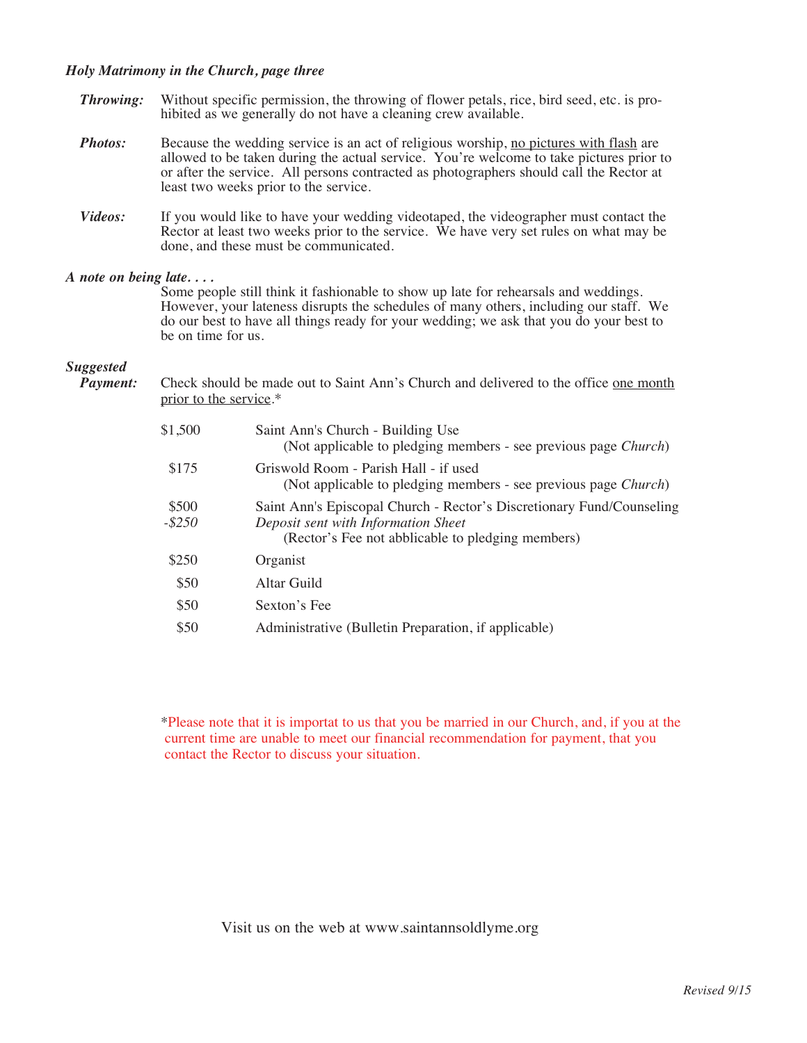*Holy Matrimony in the Church, page three*

***Throwing:*** Without specific permission, the throwing of flower petals, rice, bird seed, etc. is prohibited as we generally do not have a cleaning crew available.

***Photos:*** Because the wedding service is an act of religious worship, <u>no pictures with flash</u> are allowed to be taken during the actual service. You're welcome to take pictures prior to or after the service. All persons contracted as photographers should call the Rector at least two weeks prior to the service.

***Videos:*** If you would like to have your wedding videotaped, the videographer must contact the Rector at least two weeks prior to the service. We have very set rules on what may be done, and these must be communicated.

***A note on being late. . . .***

Some people still think it fashionable to show up late for rehearsals and weddings. However, your lateness disrupts the schedules of many others, including our staff. We do our best to have all things ready for your wedding; we ask that you do your best to be on time for us.

***Suggested Payment:*** Check should be made out to Saint Ann's Church and delivered to the office <u>one month prior to the service</u>.*

| Amount | Item |
|---|---|
| $1,500 | Saint Ann's Church - Building Use<br>(Not applicable to pledging members - see previous page *Church*) |
| $175 | Griswold Room - Parish Hall - if used<br>(Not applicable to pledging members - see previous page *Church*) |
| $500<br>*-$250* | Saint Ann's Episcopal Church - Rector's Discretionary Fund/Counseling<br>*Deposit sent with Information Sheet*<br>(Rector's Fee not abblicable to pledging members) |
| $250 | Organist |
| $50 | Altar Guild |
| $50 | Sexton's Fee |
| $50 | Administrative (Bulletin Preparation, if applicable) |

*Please note that it is importat to us that you be married in our Church, and, if you at the current time are unable to meet our financial recommendation for payment, that you contact the Rector to discuss your situation.

Visit us on the web at www.saintannsoldlyme.org

*Revised 9/15*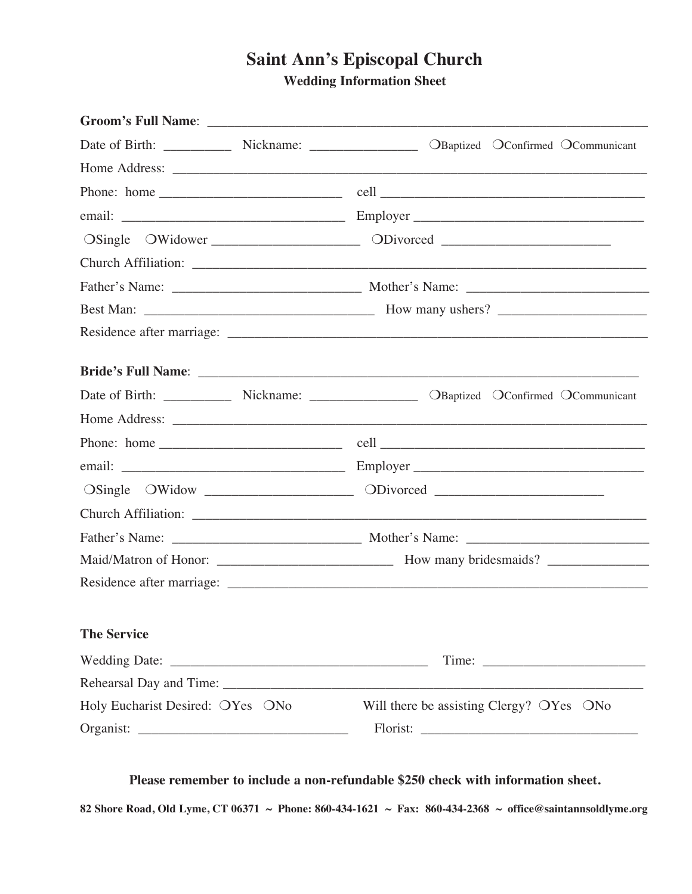# Saint Ann's Episcopal Church

## Wedding Information Sheet

**Groom's Full Name**: ______________________________________________________________

Date of Birth: __________ Nickname: ________________ ❍Baptized ❍Confirmed ❍Communicant

Home Address: ______________________________________________________________________

Phone: home ___________________________ cell _______________________________________

email: _________________________________ Employer _________________________________

❍Single ❍Widower _____________________ ❍Divorced ________________________

Church Affiliation: ________________________________________________________________

Father's Name: ___________________________ Mother's Name: ___________________________

Best Man: _________________________________ How many ushers? _____________________

Residence after marriage: ___________________________________________________________

**Bride's Full Name**: _______________________________________________________________

Date of Birth: __________ Nickname: ________________ ❍Baptized ❍Confirmed ❍Communicant

Home Address: ______________________________________________________________________

Phone: home ___________________________ cell _______________________________________

email: _________________________________ Employer _________________________________

❍Single ❍Widow _____________________ ❍Divorced ________________________

Church Affiliation: ________________________________________________________________

Father's Name: ___________________________ Mother's Name: ___________________________

Maid/Matron of Honor: __________________________ How many bridesmaids? ______________

Residence after marriage: ___________________________________________________________

**The Service**

Wedding Date: ______________________________________ Time: _______________________

Rehearsal Day and Time: ____________________________________________________________

Holy Eucharist Desired: ❍Yes ❍No Will there be assisting Clergy? ❍Yes ❍No

Organist: _______________________________ Florist: ________________________________

**Please remember to include a non-refundable $250 check with information sheet.**

**82 Shore Road, Old Lyme, CT 06371 ~ Phone: 860-434-1621 ~ Fax: 860-434-2368 ~ office@saintannsoldlyme.org**